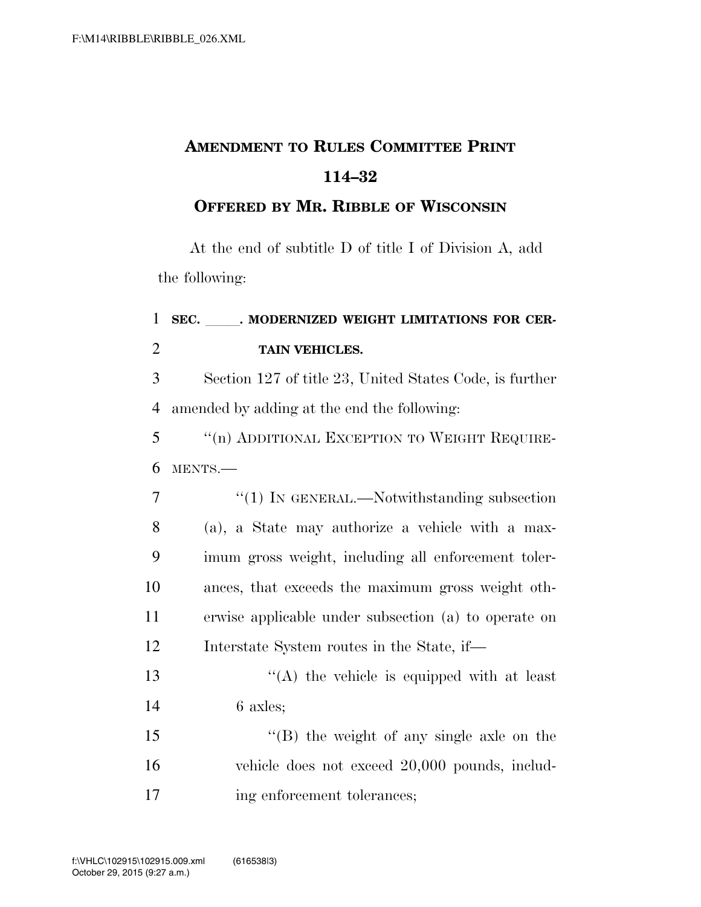# AMENDMENT TO RULES COMMITTEE PRINT 114–32

## OFFERED BY MR. RIBBLE OF WISCONSIN

At the end of subtitle D of title I of Division A, add the following:

**SEC. \_\_\_\_\_. MODERNIZED WEIGHT LIMITATIONS FOR CERTAIN VEHICLES.**

Section 127 of title 23, United States Code, is further amended by adding at the end the following:

"(n) ADDITIONAL EXCEPTION TO WEIGHT REQUIREMENTS.—

"(1) IN GENERAL.—Notwithstanding subsection (a), a State may authorize a vehicle with a maximum gross weight, including all enforcement tolerances, that exceeds the maximum gross weight otherwise applicable under subsection (a) to operate on Interstate System routes in the State, if—

"(A) the vehicle is equipped with at least 6 axles;

"(B) the weight of any single axle on the vehicle does not exceed 20,000 pounds, including enforcement tolerances;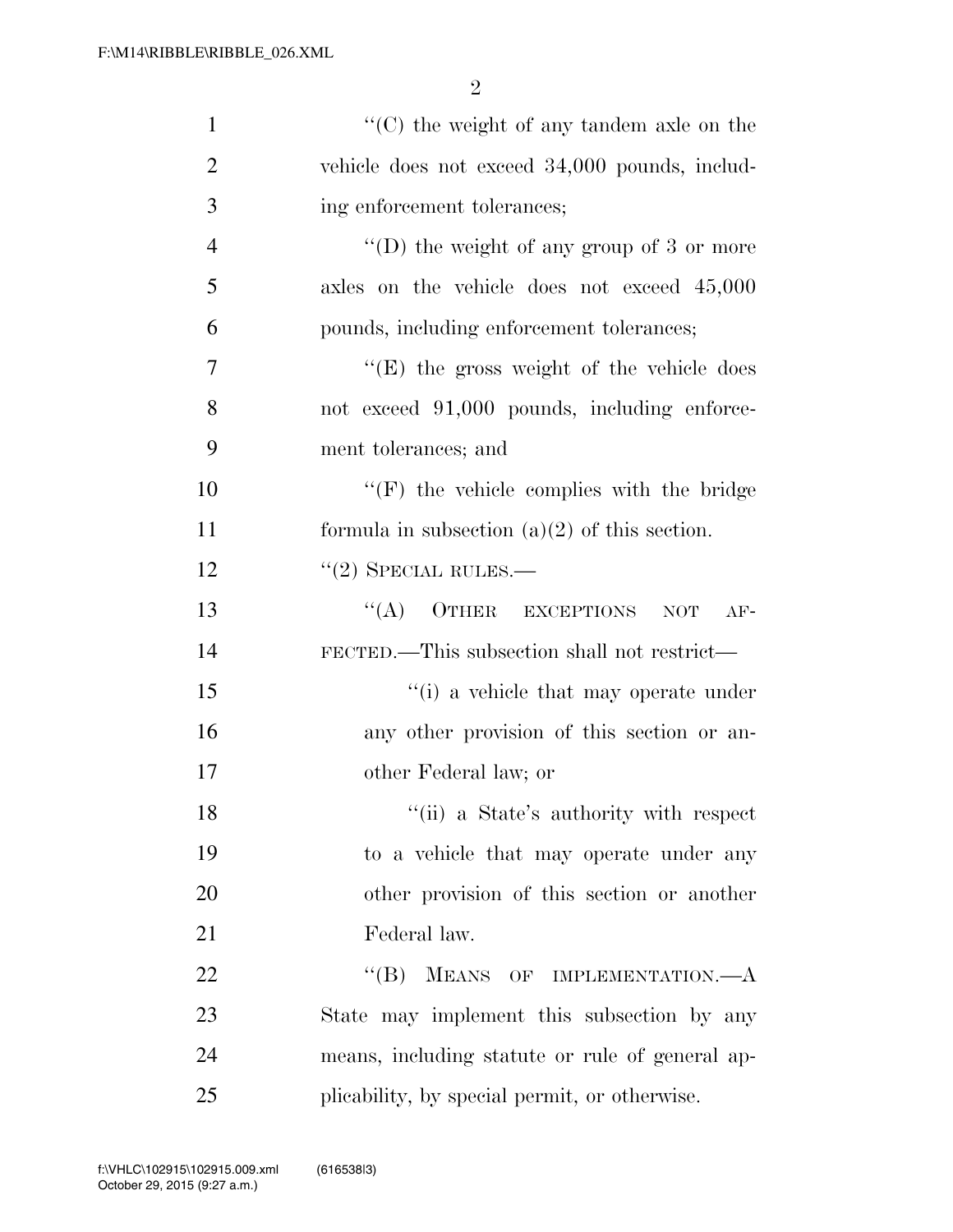''(C) the weight of any tandem axle on the vehicle does not exceed 34,000 pounds, including enforcement tolerances;

''(D) the weight of any group of 3 or more axles on the vehicle does not exceed 45,000 pounds, including enforcement tolerances;

''(E) the gross weight of the vehicle does not exceed 91,000 pounds, including enforcement tolerances; and

''(F) the vehicle complies with the bridge formula in subsection (a)(2) of this section.

''(2) SPECIAL RULES.—

''(A) OTHER EXCEPTIONS NOT AFFECTED.—This subsection shall not restrict—

''(i) a vehicle that may operate under any other provision of this section or another Federal law; or

''(ii) a State's authority with respect to a vehicle that may operate under any other provision of this section or another Federal law.

''(B) MEANS OF IMPLEMENTATION.—A State may implement this subsection by any means, including statute or rule of general applicability, by special permit, or otherwise.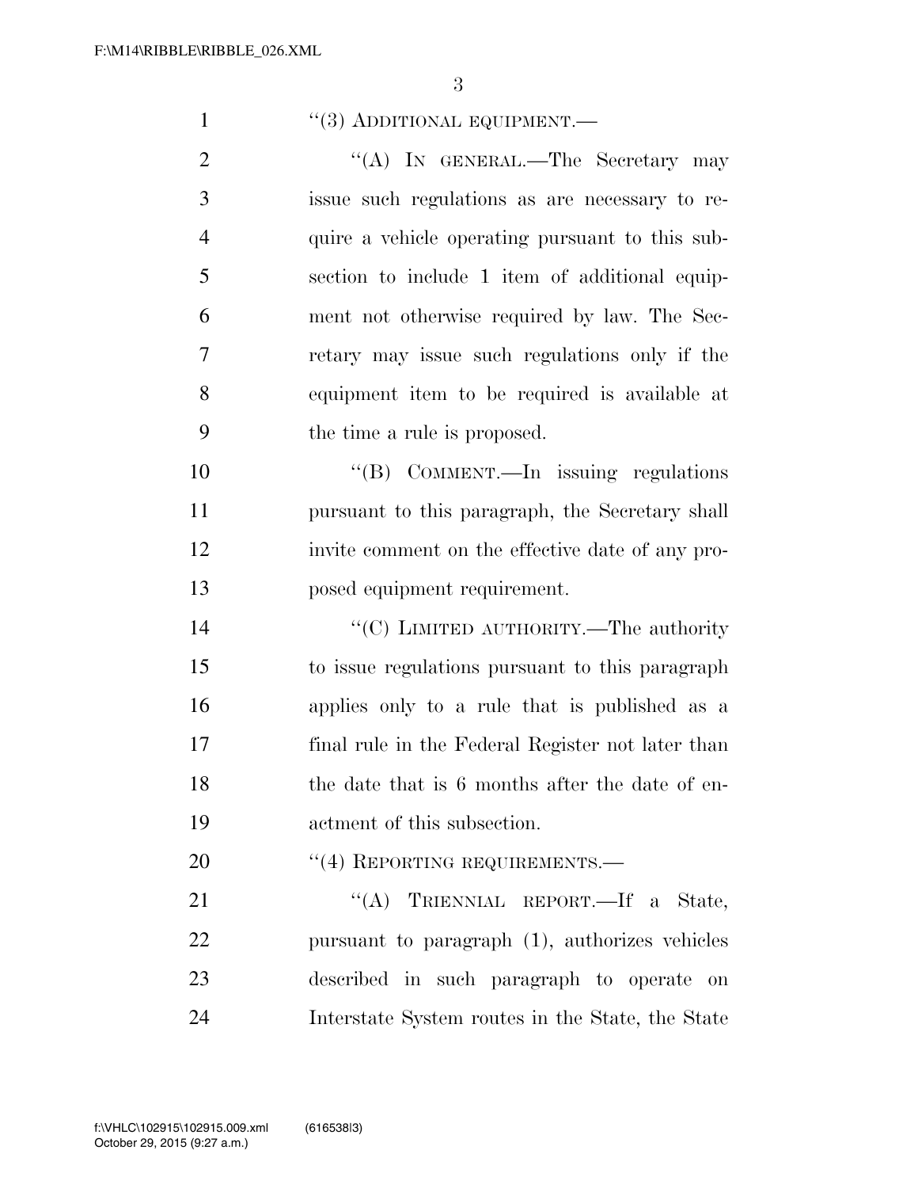"(3) ADDITIONAL EQUIPMENT.—

"(A) IN GENERAL.—The Secretary may issue such regulations as are necessary to require a vehicle operating pursuant to this subsection to include 1 item of additional equipment not otherwise required by law. The Secretary may issue such regulations only if the equipment item to be required is available at the time a rule is proposed.

"(B) COMMENT.—In issuing regulations pursuant to this paragraph, the Secretary shall invite comment on the effective date of any proposed equipment requirement.

"(C) LIMITED AUTHORITY.—The authority to issue regulations pursuant to this paragraph applies only to a rule that is published as a final rule in the Federal Register not later than the date that is 6 months after the date of enactment of this subsection.

"(4) REPORTING REQUIREMENTS.—

"(A) TRIENNIAL REPORT.—If a State, pursuant to paragraph (1), authorizes vehicles described in such paragraph to operate on Interstate System routes in the State, the State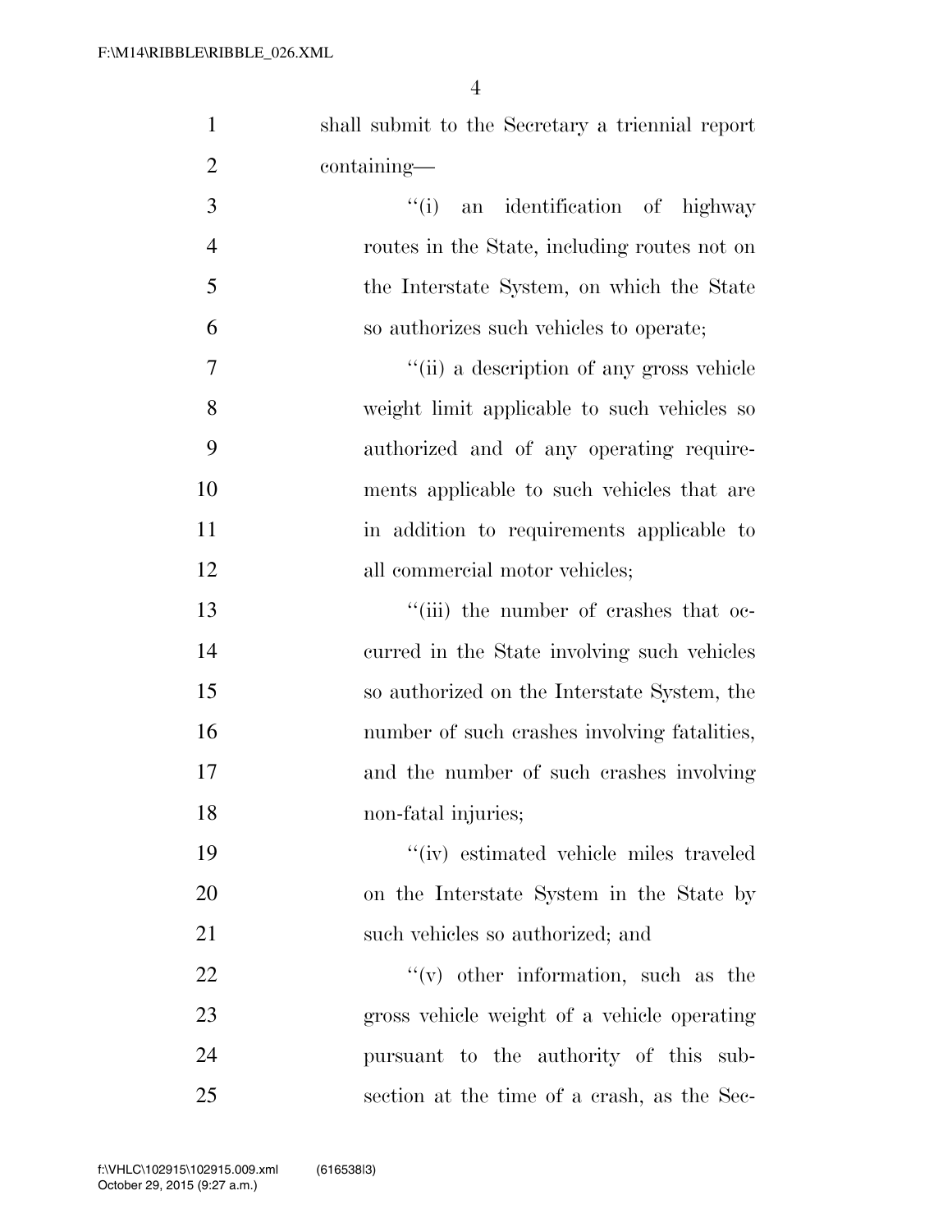shall submit to the Secretary a triennial report containing—

"(i) an identification of highway routes in the State, including routes not on the Interstate System, on which the State so authorizes such vehicles to operate;

"(ii) a description of any gross vehicle weight limit applicable to such vehicles so authorized and of any operating requirements applicable to such vehicles that are in addition to requirements applicable to all commercial motor vehicles;

"(iii) the number of crashes that occurred in the State involving such vehicles so authorized on the Interstate System, the number of such crashes involving fatalities, and the number of such crashes involving non-fatal injuries;

"(iv) estimated vehicle miles traveled on the Interstate System in the State by such vehicles so authorized; and

"(v) other information, such as the gross vehicle weight of a vehicle operating pursuant to the authority of this subsection at the time of a crash, as the Sec-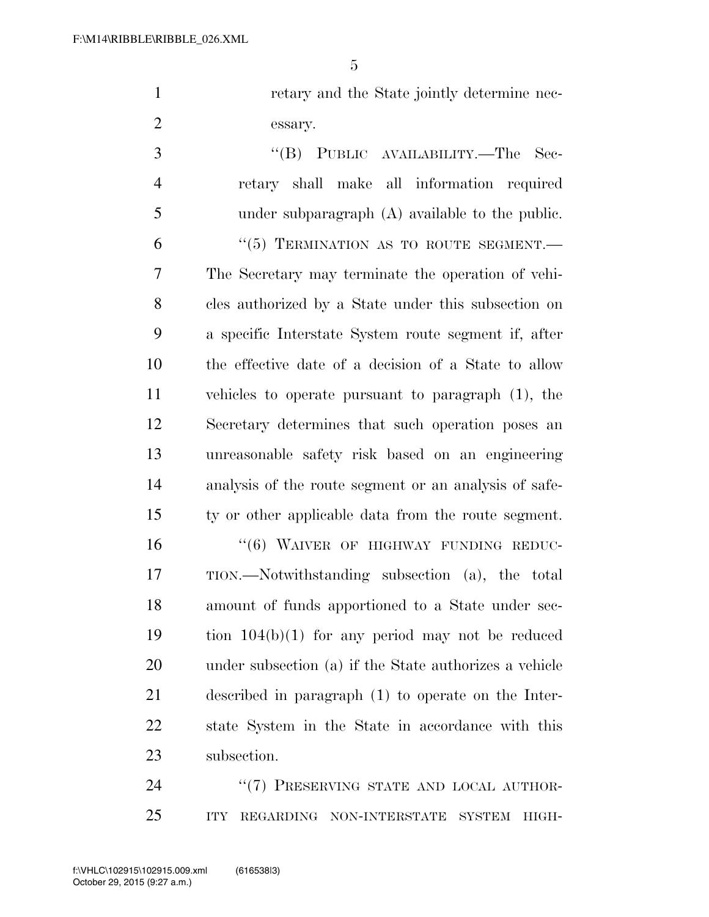retary and the State jointly determine necessary.

"(B) PUBLIC AVAILABILITY.—The Secretary shall make all information required under subparagraph (A) available to the public.

"(5) TERMINATION AS TO ROUTE SEGMENT.—The Secretary may terminate the operation of vehicles authorized by a State under this subsection on a specific Interstate System route segment if, after the effective date of a decision of a State to allow vehicles to operate pursuant to paragraph (1), the Secretary determines that such operation poses an unreasonable safety risk based on an engineering analysis of the route segment or an analysis of safety or other applicable data from the route segment.

"(6) WAIVER OF HIGHWAY FUNDING REDUCTION.—Notwithstanding subsection (a), the total amount of funds apportioned to a State under section 104(b)(1) for any period may not be reduced under subsection (a) if the State authorizes a vehicle described in paragraph (1) to operate on the Interstate System in the State in accordance with this subsection.

"(7) PRESERVING STATE AND LOCAL AUTHORITY REGARDING NON-INTERSTATE SYSTEM HIGH-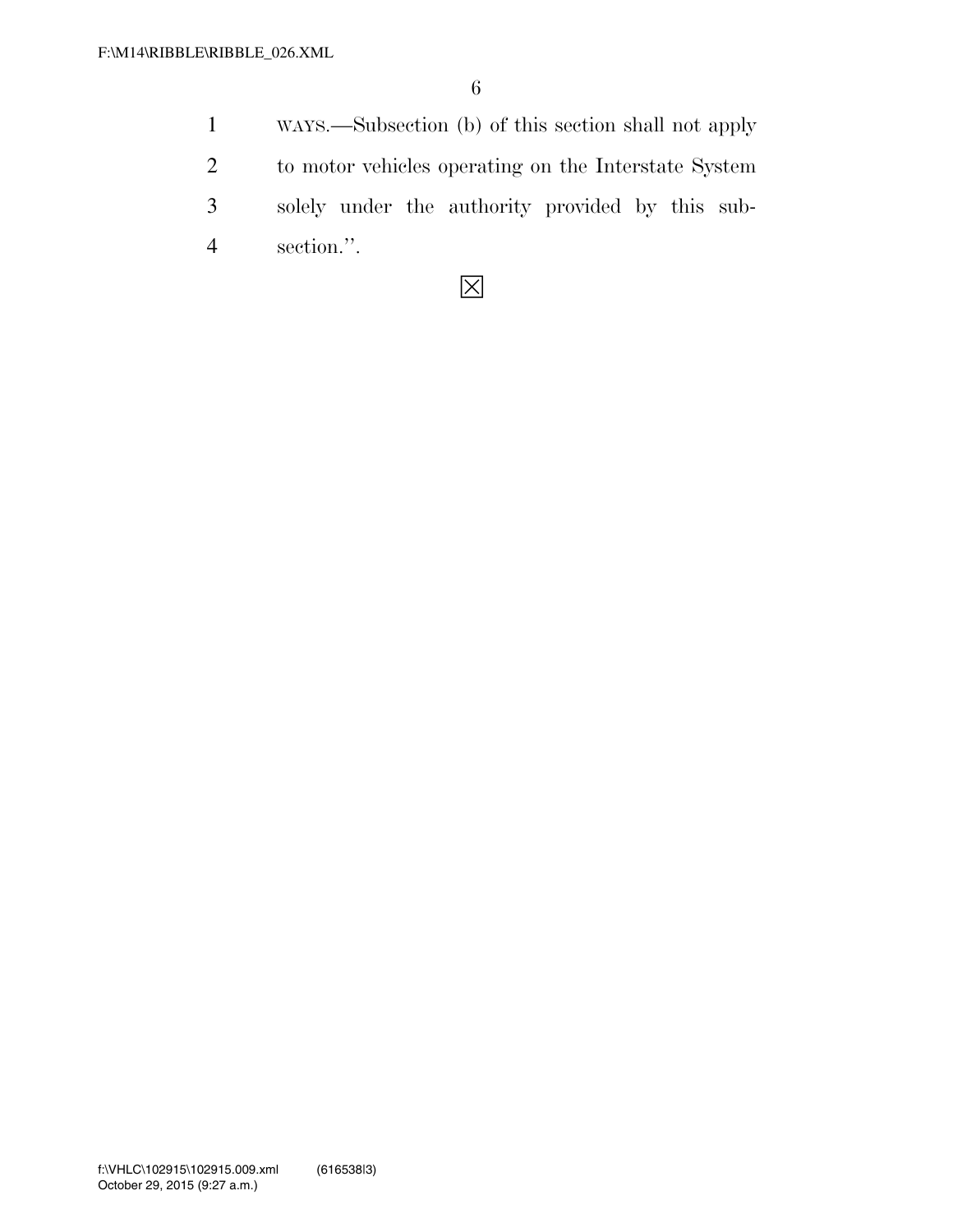WAYS.—Subsection (b) of this section shall not apply to motor vehicles operating on the Interstate System solely under the authority provided by this subsection.''.

☒